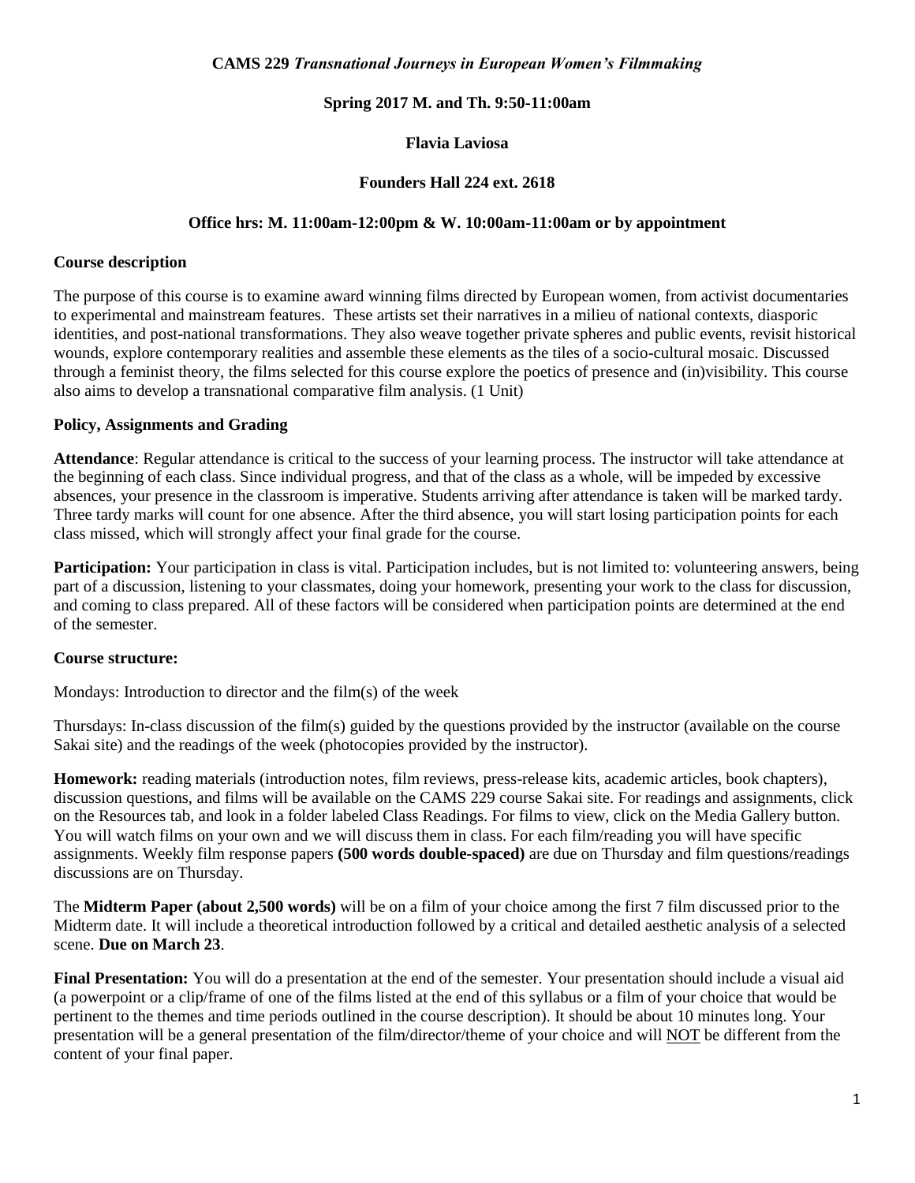**CAMS 229 *Transnational Journeys in European Women's Filmmaking***

**Spring 2017 M. and Th. 9:50-11:00am**

**Flavia Laviosa**

**Founders Hall 224 ext. 2618**

**Office hrs: M. 11:00am-12:00pm & W. 10:00am-11:00am or by appointment**

## Course description

The purpose of this course is to examine award winning films directed by European women, from activist documentaries to experimental and mainstream features. These artists set their narratives in a milieu of national contexts, diasporic identities, and post-national transformations. They also weave together private spheres and public events, revisit historical wounds, explore contemporary realities and assemble these elements as the tiles of a socio-cultural mosaic. Discussed through a feminist theory, the films selected for this course explore the poetics of presence and (in)visibility. This course also aims to develop a transnational comparative film analysis. (1 Unit)

## Policy, Assignments and Grading

**Attendance**: Regular attendance is critical to the success of your learning process. The instructor will take attendance at the beginning of each class. Since individual progress, and that of the class as a whole, will be impeded by excessive absences, your presence in the classroom is imperative. Students arriving after attendance is taken will be marked tardy. Three tardy marks will count for one absence. After the third absence, you will start losing participation points for each class missed, which will strongly affect your final grade for the course.

**Participation:** Your participation in class is vital. Participation includes, but is not limited to: volunteering answers, being part of a discussion, listening to your classmates, doing your homework, presenting your work to the class for discussion, and coming to class prepared. All of these factors will be considered when participation points are determined at the end of the semester.

**Course structure:**

Mondays: Introduction to director and the film(s) of the week

Thursdays: In-class discussion of the film(s) guided by the questions provided by the instructor (available on the course Sakai site) and the readings of the week (photocopies provided by the instructor).

**Homework:** reading materials (introduction notes, film reviews, press-release kits, academic articles, book chapters), discussion questions, and films will be available on the CAMS 229 course Sakai site. For readings and assignments, click on the Resources tab, and look in a folder labeled Class Readings. For films to view, click on the Media Gallery button. You will watch films on your own and we will discuss them in class. For each film/reading you will have specific assignments. Weekly film response papers **(500 words double-spaced)** are due on Thursday and film questions/readings discussions are on Thursday.

The **Midterm Paper (about 2,500 words)** will be on a film of your choice among the first 7 film discussed prior to the Midterm date. It will include a theoretical introduction followed by a critical and detailed aesthetic analysis of a selected scene. **Due on March 23**.

**Final Presentation:** You will do a presentation at the end of the semester. Your presentation should include a visual aid (a powerpoint or a clip/frame of one of the films listed at the end of this syllabus or a film of your choice that would be pertinent to the themes and time periods outlined in the course description). It should be about 10 minutes long. Your presentation will be a general presentation of the film/director/theme of your choice and will <u>NOT</u> be different from the content of your final paper.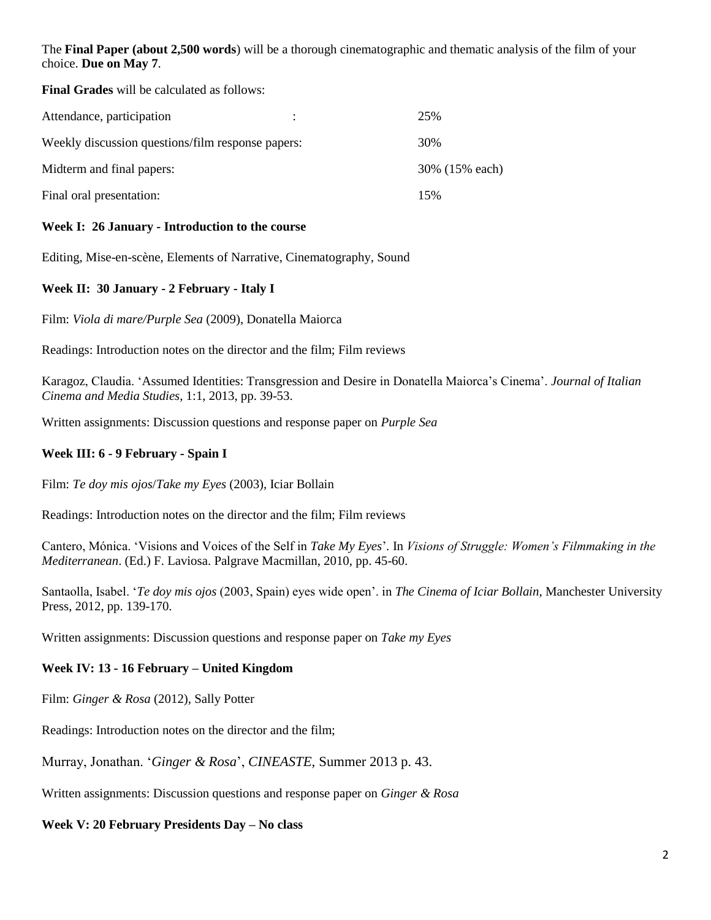The **Final Paper (about 2,500 words**) will be a thorough cinematographic and thematic analysis of the film of your choice. **Due on May 7**.

**Final Grades** will be calculated as follows:

| | |
|---|---|
| Attendance, participation : | 25% |
| Weekly discussion questions/film response papers: | 30% |
| Midterm and final papers: | 30% (15% each) |
| Final oral presentation: | 15% |

**Week I: 26 January - Introduction to the course**

Editing, Mise-en-scène, Elements of Narrative, Cinematography, Sound

**Week II: 30 January - 2 February - Italy I**

Film: *Viola di mare/Purple Sea* (2009), Donatella Maiorca

Readings: Introduction notes on the director and the film; Film reviews

Karagoz, Claudia. 'Assumed Identities: Transgression and Desire in Donatella Maiorca's Cinema'. *Journal of Italian Cinema and Media Studies*, 1:1, 2013, pp. 39-53.

Written assignments: Discussion questions and response paper on *Purple Sea*

**Week III: 6 - 9 February - Spain I**

Film: *Te doy mis ojos*/*Take my Eyes* (2003), Iciar Bollain

Readings: Introduction notes on the director and the film; Film reviews

Cantero, Mónica. 'Visions and Voices of the Self in *Take My Eyes*'. In *Visions of Struggle: Women's Filmmaking in the Mediterranean*. (Ed.) F. Laviosa. Palgrave Macmillan, 2010, pp. 45-60.

Santaolla, Isabel. '*Te doy mis ojos* (2003, Spain) eyes wide open'. in *The Cinema of Iciar Bollain*, Manchester University Press, 2012, pp. 139-170.

Written assignments: Discussion questions and response paper on *Take my Eyes*

**Week IV: 13 - 16 February – United Kingdom**

Film: *Ginger & Rosa* (2012), Sally Potter

Readings: Introduction notes on the director and the film;

Murray, Jonathan. '*Ginger & Rosa*', *CINEASTE*, Summer 2013 p. 43.

Written assignments: Discussion questions and response paper on *Ginger & Rosa*

**Week V: 20 February Presidents Day – No class**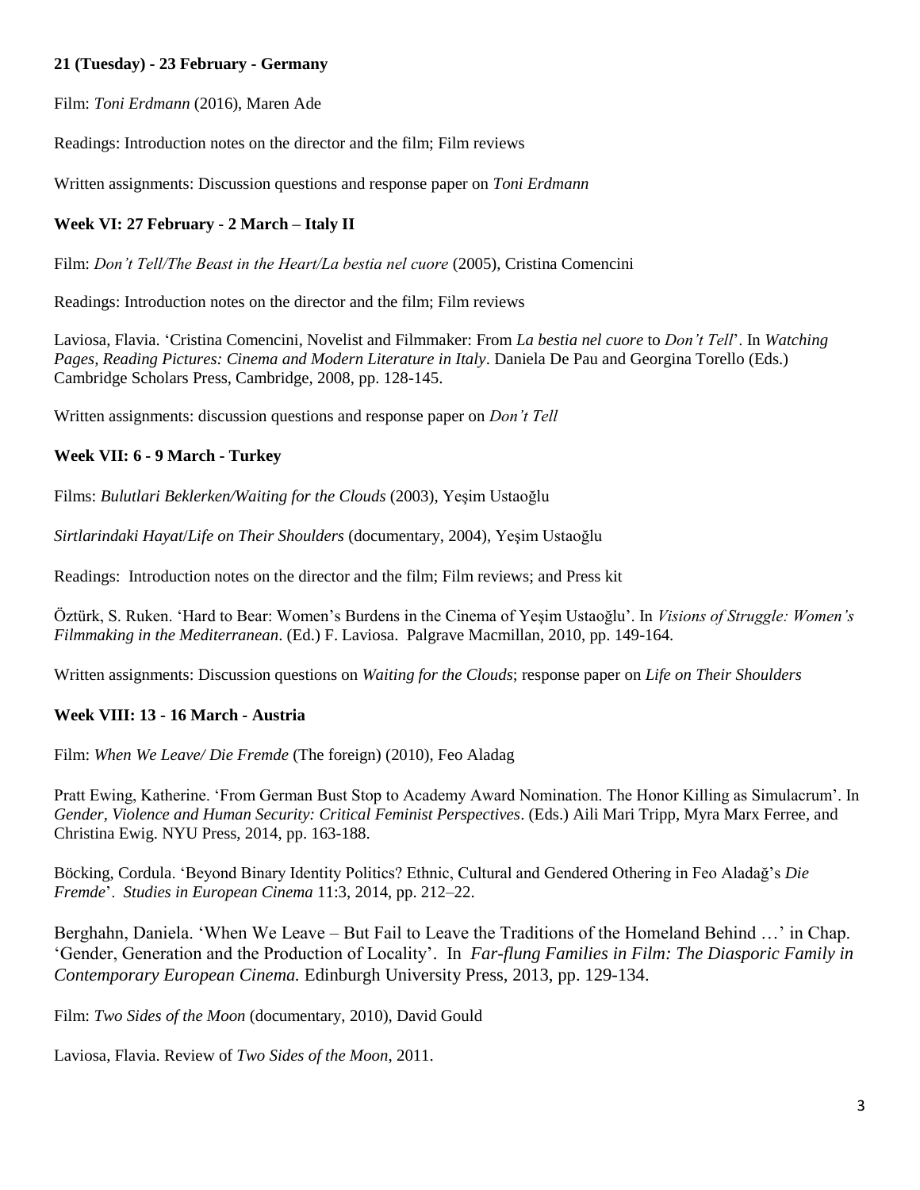**21 (Tuesday) - 23 February - Germany**

Film: *Toni Erdmann* (2016), Maren Ade

Readings: Introduction notes on the director and the film; Film reviews

Written assignments: Discussion questions and response paper on *Toni Erdmann*

**Week VI: 27 February - 2 March – Italy II**

Film: *Don't Tell/The Beast in the Heart/La bestia nel cuore* (2005), Cristina Comencini

Readings: Introduction notes on the director and the film; Film reviews

Laviosa, Flavia. 'Cristina Comencini, Novelist and Filmmaker: From *La bestia nel cuore* to *Don't Tell*'. In *Watching Pages, Reading Pictures: Cinema and Modern Literature in Italy*. Daniela De Pau and Georgina Torello (Eds.) Cambridge Scholars Press, Cambridge, 2008, pp. 128-145.

Written assignments: discussion questions and response paper on *Don't Tell*

**Week VII: 6 - 9 March - Turkey**

Films: *Bulutlari Beklerken/Waiting for the Clouds* (2003), Yeşim Ustaoğlu

*Sirtlarindaki Hayat/Life on Their Shoulders* (documentary, 2004), Yeşim Ustaoğlu

Readings: Introduction notes on the director and the film; Film reviews; and Press kit

Öztürk, S. Ruken. 'Hard to Bear: Women's Burdens in the Cinema of Yeşim Ustaoğlu'. In *Visions of Struggle: Women's Filmmaking in the Mediterranean*. (Ed.) F. Laviosa. Palgrave Macmillan, 2010, pp. 149-164.

Written assignments: Discussion questions on *Waiting for the Clouds*; response paper on *Life on Their Shoulders*

**Week VIII: 13 - 16 March - Austria**

Film: *When We Leave/ Die Fremde* (The foreign) (2010), Feo Aladag

Pratt Ewing, Katherine. 'From German Bust Stop to Academy Award Nomination. The Honor Killing as Simulacrum'. In *Gender, Violence and Human Security: Critical Feminist Perspectives*. (Eds.) Aili Mari Tripp, Myra Marx Ferree, and Christina Ewig. NYU Press, 2014, pp. 163-188.

Böcking, Cordula. 'Beyond Binary Identity Politics? Ethnic, Cultural and Gendered Othering in Feo Aladağ's *Die Fremde*'. *Studies in European Cinema* 11:3, 2014, pp. 212–22.

Berghahn, Daniela. 'When We Leave – But Fail to Leave the Traditions of the Homeland Behind …' in Chap. 'Gender, Generation and the Production of Locality'. In *Far-flung Families in Film: The Diasporic Family in Contemporary European Cinema.* Edinburgh University Press, 2013, pp. 129-134.

Film: *Two Sides of the Moon* (documentary, 2010), David Gould

Laviosa, Flavia. Review of *Two Sides of the Moon*, 2011.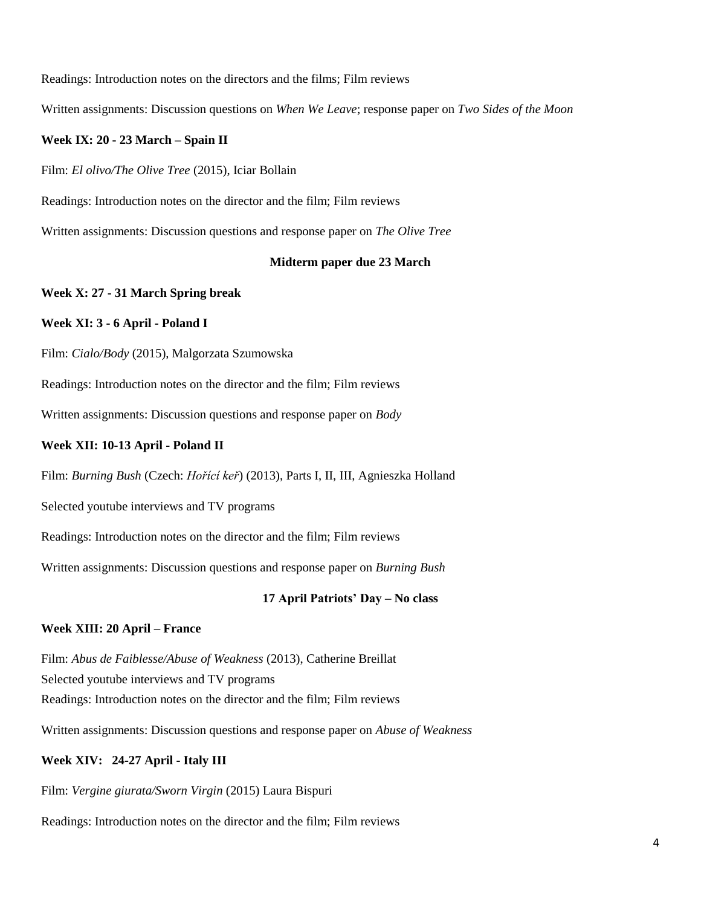Readings: Introduction notes on the directors and the films; Film reviews

Written assignments: Discussion questions on *When We Leave*; response paper on *Two Sides of the Moon*

**Week IX: 20 - 23 March – Spain II**

Film: *El olivo/The Olive Tree* (2015), Iciar Bollain

Readings: Introduction notes on the director and the film; Film reviews

Written assignments: Discussion questions and response paper on *The Olive Tree*

**Midterm paper due 23 March**

**Week X: 27 - 31 March Spring break**

**Week XI: 3 - 6 April - Poland I**

Film: *Cialo/Body* (2015), Malgorzata Szumowska

Readings: Introduction notes on the director and the film; Film reviews

Written assignments: Discussion questions and response paper on *Body*

**Week XII: 10-13 April - Poland II**

Film: *Burning Bush* (Czech: *Hořící keř*) (2013), Parts I, II, III, Agnieszka Holland

Selected youtube interviews and TV programs

Readings: Introduction notes on the director and the film; Film reviews

Written assignments: Discussion questions and response paper on *Burning Bush*

**17 April Patriots' Day – No class**

**Week XIII: 20 April – France**

Film: *Abus de Faiblesse/Abuse of Weakness* (2013), Catherine Breillat
Selected youtube interviews and TV programs
Readings: Introduction notes on the director and the film; Film reviews

Written assignments: Discussion questions and response paper on *Abuse of Weakness*

**Week XIV: 24-27 April - Italy III**

Film: *Vergine giurata/Sworn Virgin* (2015) Laura Bispuri

Readings: Introduction notes on the director and the film; Film reviews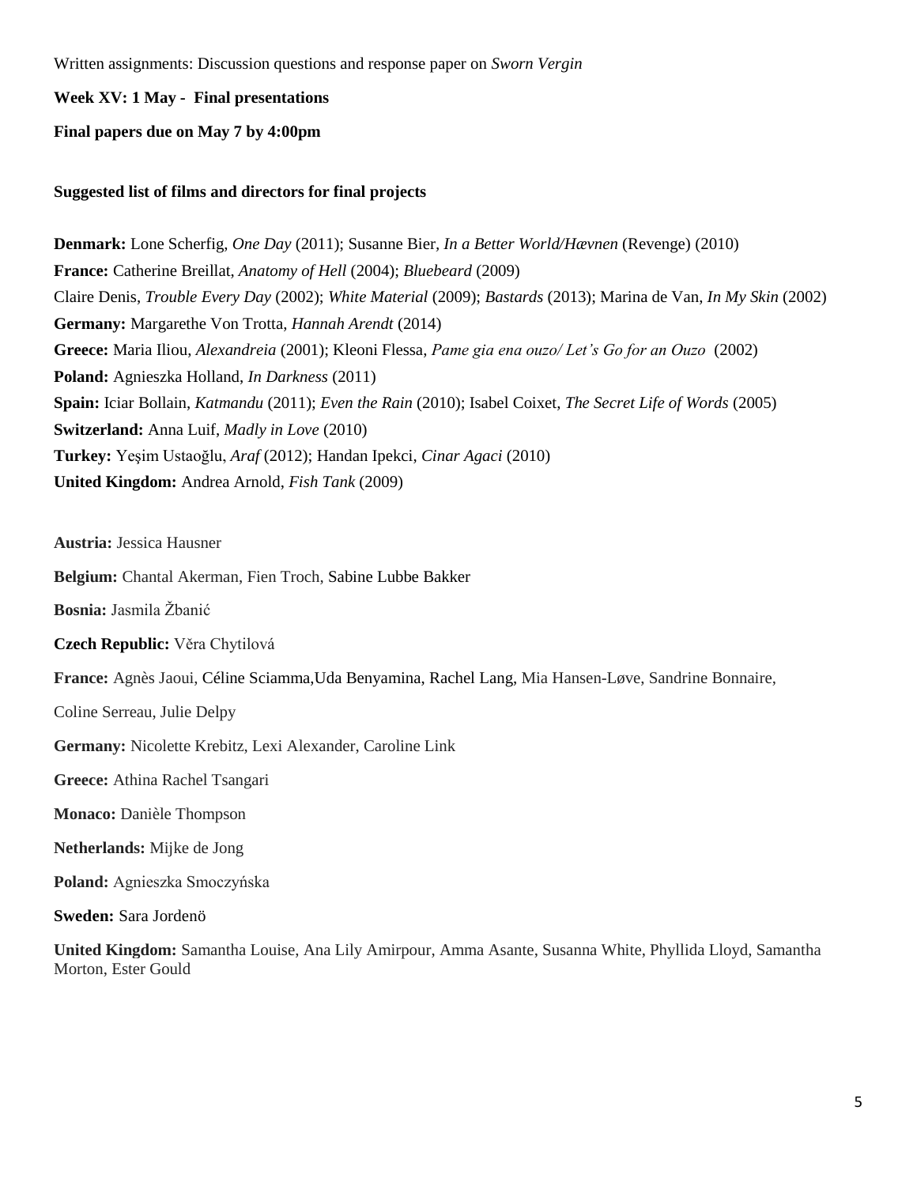Written assignments: Discussion questions and response paper on *Sworn Vergin*

**Week XV: 1 May - Final presentations**

**Final papers due on May 7 by 4:00pm**

**Suggested list of films and directors for final projects**

**Denmark:** Lone Scherfig, *One Day* (2011); Susanne Bier, *In a Better World/Hævnen* (Revenge) (2010)
**France:** Catherine Breillat, *Anatomy of Hell* (2004); *Bluebeard* (2009)
Claire Denis, *Trouble Every Day* (2002); *White Material* (2009); *Bastards* (2013); Marina de Van, *In My Skin* (2002)
**Germany:** Margarethe Von Trotta, *Hannah Arendt* (2014)
**Greece:** Maria Iliou, *Alexandreia* (2001); Kleoni Flessa, *Pame gia ena ouzo/ Let's Go for an Ouzo* (2002)
**Poland:** Agnieszka Holland, *In Darkness* (2011)
**Spain:** Iciar Bollain, *Katmandu* (2011); *Even the Rain* (2010); Isabel Coixet, *The Secret Life of Words* (2005)
**Switzerland:** Anna Luif, *Madly in Love* (2010)
**Turkey:** Yeşim Ustaoğlu, *Araf* (2012); Handan Ipekci, *Cinar Agaci* (2010)
**United Kingdom:** Andrea Arnold, *Fish Tank* (2009)

**Austria:** Jessica Hausner

**Belgium:** Chantal Akerman, Fien Troch, Sabine Lubbe Bakker

**Bosnia:** Jasmila Žbanić

**Czech Republic:** Věra Chytilová

**France:** Agnès Jaoui, Céline Sciamma,Uda Benyamina, Rachel Lang, Mia Hansen-Løve, Sandrine Bonnaire,

Coline Serreau, Julie Delpy

**Germany:** Nicolette Krebitz, Lexi Alexander, Caroline Link

**Greece:** Athina Rachel Tsangari

**Monaco:** Danièle Thompson

**Netherlands:** Mijke de Jong

**Poland:** Agnieszka Smoczyńska

**Sweden:** Sara Jordenö

**United Kingdom:** Samantha Louise, Ana Lily Amirpour, Amma Asante, Susanna White, Phyllida Lloyd, Samantha Morton, Ester Gould